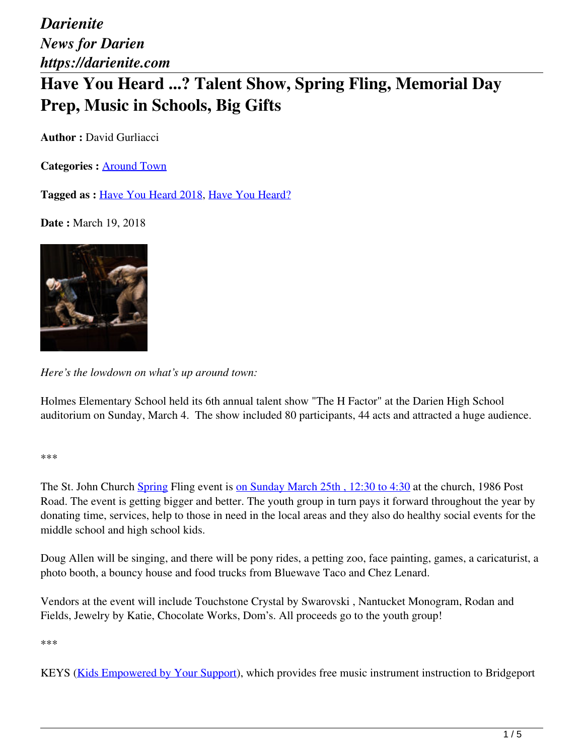*Darienite*
*News for Darien*
*https://darienite.com*

# Have You Heard ...? Talent Show, Spring Fling, Memorial Day Prep, Music in Schools, Big Gifts

**Author :** David Gurliacci

**Categories :** [Around Town]

**Tagged as :** [Have You Heard 2018], [Have You Heard?]

**Date :** March 19, 2018

*Here's the lowdown on what's up around town:*

Holmes Elementary School held its 6th annual talent show "The H Factor" at the Darien High School auditorium on Sunday, March 4. The show included 80 participants, 44 acts and attracted a huge audience.

\*\*\*

The St. John Church [Spring] Fling event is [on Sunday March 25th , 12:30 to 4:30] at the church, 1986 Post Road. The event is getting bigger and better. The youth group in turn pays it forward throughout the year by donating time, services, help to those in need in the local areas and they also do healthy social events for the middle school and high school kids.

Doug Allen will be singing, and there will be pony rides, a petting zoo, face painting, games, a caricaturist, a photo booth, a bouncy house and food trucks from Bluewave Taco and Chez Lenard.

Vendors at the event will include Touchstone Crystal by Swarovski , Nantucket Monogram, Rodan and Fields, Jewelry by Katie, Chocolate Works, Dom's. All proceeds go to the youth group!

\*\*\*

KEYS ([Kids Empowered by Your Support]), which provides free music instrument instruction to Bridgeport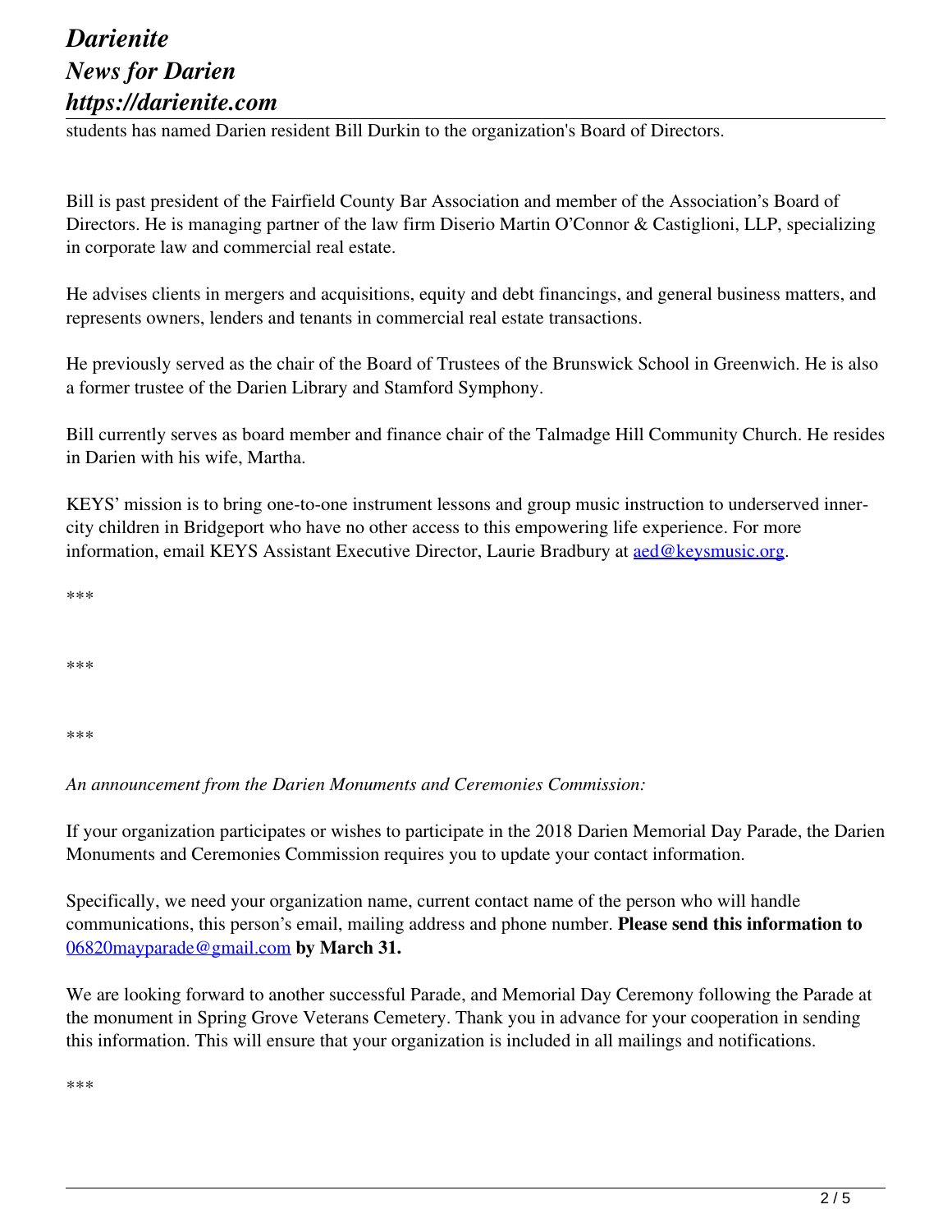students has named Darien resident Bill Durkin to the organization's Board of Directors.

Bill is past president of the Fairfield County Bar Association and member of the Association's Board of Directors. He is managing partner of the law firm Diserio Martin O'Connor & Castiglioni, LLP, specializing in corporate law and commercial real estate.

He advises clients in mergers and acquisitions, equity and debt financings, and general business matters, and represents owners, lenders and tenants in commercial real estate transactions.

He previously served as the chair of the Board of Trustees of the Brunswick School in Greenwich. He is also a former trustee of the Darien Library and Stamford Symphony.

Bill currently serves as board member and finance chair of the Talmadge Hill Community Church. He resides in Darien with his wife, Martha.

KEYS' mission is to bring one-to-one instrument lessons and group music instruction to underserved inner-city children in Bridgeport who have no other access to this empowering life experience. For more information, email KEYS Assistant Executive Director, Laurie Bradbury at aed@keysmusic.org.

\*\*\*

\*\*\*

\*\*\*

*An announcement from the Darien Monuments and Ceremonies Commission:*

If your organization participates or wishes to participate in the 2018 Darien Memorial Day Parade, the Darien Monuments and Ceremonies Commission requires you to update your contact information.

Specifically, we need your organization name, current contact name of the person who will handle communications, this person's email, mailing address and phone number. **Please send this information to** 06820mayparade@gmail.com **by March 31.**

We are looking forward to another successful Parade, and Memorial Day Ceremony following the Parade at the monument in Spring Grove Veterans Cemetery. Thank you in advance for your cooperation in sending this information. This will ensure that your organization is included in all mailings and notifications.

\*\*\*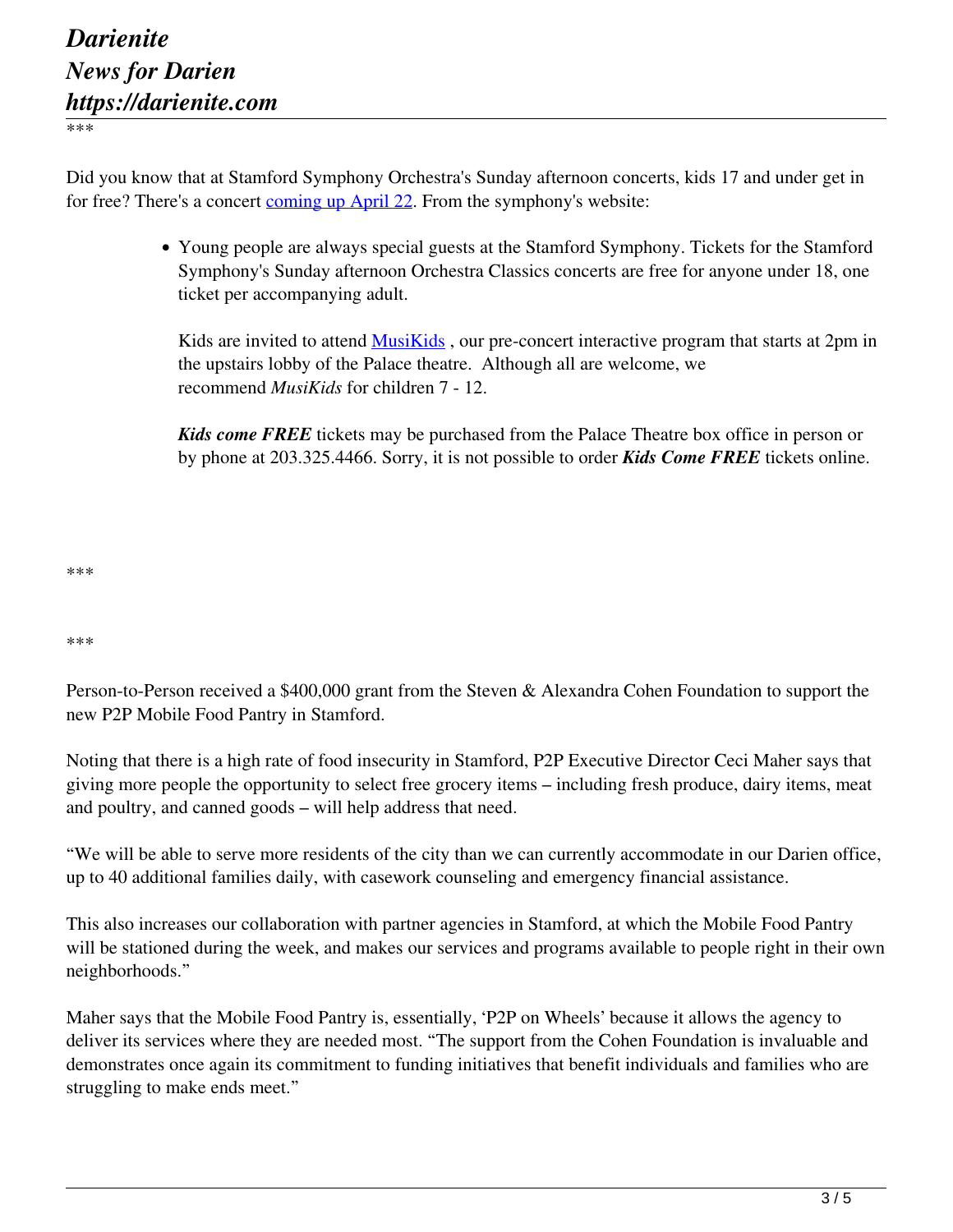***

Did you know that at Stamford Symphony Orchestra's Sunday afternoon concerts, kids 17 and under get in for free? There's a concert coming up April 22. From the symphony's website:

- Young people are always special guests at the Stamford Symphony. Tickets for the Stamford Symphony's Sunday afternoon Orchestra Classics concerts are free for anyone under 18, one ticket per accompanying adult.

  Kids are invited to attend MusiKids , our pre-concert interactive program that starts at 2pm in the upstairs lobby of the Palace theatre. Although all are welcome, we recommend *MusiKids* for children 7 - 12.

  ***Kids come FREE*** tickets may be purchased from the Palace Theatre box office in person or by phone at 203.325.4466. Sorry, it is not possible to order ***Kids Come FREE*** tickets online.

***

***

Person-to-Person received a $400,000 grant from the Steven & Alexandra Cohen Foundation to support the new P2P Mobile Food Pantry in Stamford.

Noting that there is a high rate of food insecurity in Stamford, P2P Executive Director Ceci Maher says that giving more people the opportunity to select free grocery items – including fresh produce, dairy items, meat and poultry, and canned goods – will help address that need.

"We will be able to serve more residents of the city than we can currently accommodate in our Darien office, up to 40 additional families daily, with casework counseling and emergency financial assistance.

This also increases our collaboration with partner agencies in Stamford, at which the Mobile Food Pantry will be stationed during the week, and makes our services and programs available to people right in their own neighborhoods."

Maher says that the Mobile Food Pantry is, essentially, 'P2P on Wheels' because it allows the agency to deliver its services where they are needed most. "The support from the Cohen Foundation is invaluable and demonstrates once again its commitment to funding initiatives that benefit individuals and families who are struggling to make ends meet."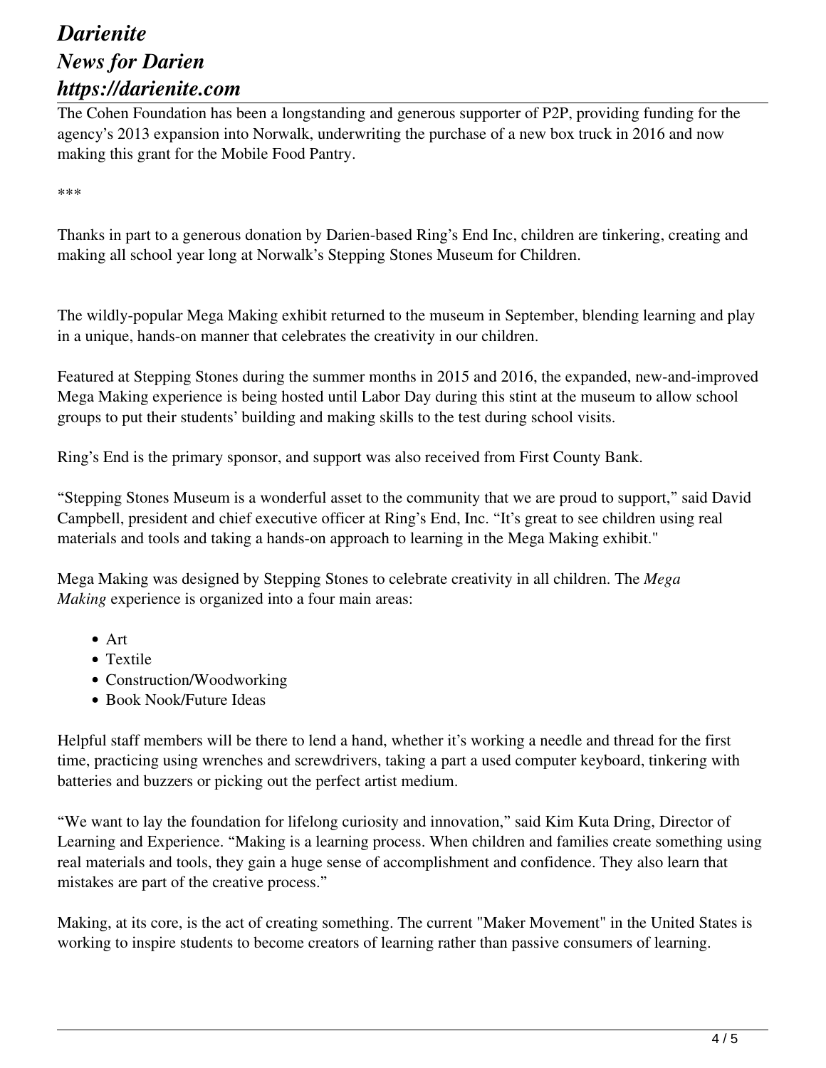The Cohen Foundation has been a longstanding and generous supporter of P2P, providing funding for the agency's 2013 expansion into Norwalk, underwriting the purchase of a new box truck in 2016 and now making this grant for the Mobile Food Pantry.

***

Thanks in part to a generous donation by Darien-based Ring's End Inc, children are tinkering, creating and making all school year long at Norwalk's Stepping Stones Museum for Children.

The wildly-popular Mega Making exhibit returned to the museum in September, blending learning and play in a unique, hands-on manner that celebrates the creativity in our children.

Featured at Stepping Stones during the summer months in 2015 and 2016, the expanded, new-and-improved Mega Making experience is being hosted until Labor Day during this stint at the museum to allow school groups to put their students' building and making skills to the test during school visits.

Ring's End is the primary sponsor, and support was also received from First County Bank.

"Stepping Stones Museum is a wonderful asset to the community that we are proud to support," said David Campbell, president and chief executive officer at Ring's End, Inc. "It's great to see children using real materials and tools and taking a hands-on approach to learning in the Mega Making exhibit."

Mega Making was designed by Stepping Stones to celebrate creativity in all children. The *Mega Making* experience is organized into a four main areas:

- Art
- Textile
- Construction/Woodworking
- Book Nook/Future Ideas

Helpful staff members will be there to lend a hand, whether it's working a needle and thread for the first time, practicing using wrenches and screwdrivers, taking a part a used computer keyboard, tinkering with batteries and buzzers or picking out the perfect artist medium.

"We want to lay the foundation for lifelong curiosity and innovation," said Kim Kuta Dring, Director of Learning and Experience. "Making is a learning process. When children and families create something using real materials and tools, they gain a huge sense of accomplishment and confidence. They also learn that mistakes are part of the creative process."

Making, at its core, is the act of creating something. The current "Maker Movement" in the United States is working to inspire students to become creators of learning rather than passive consumers of learning.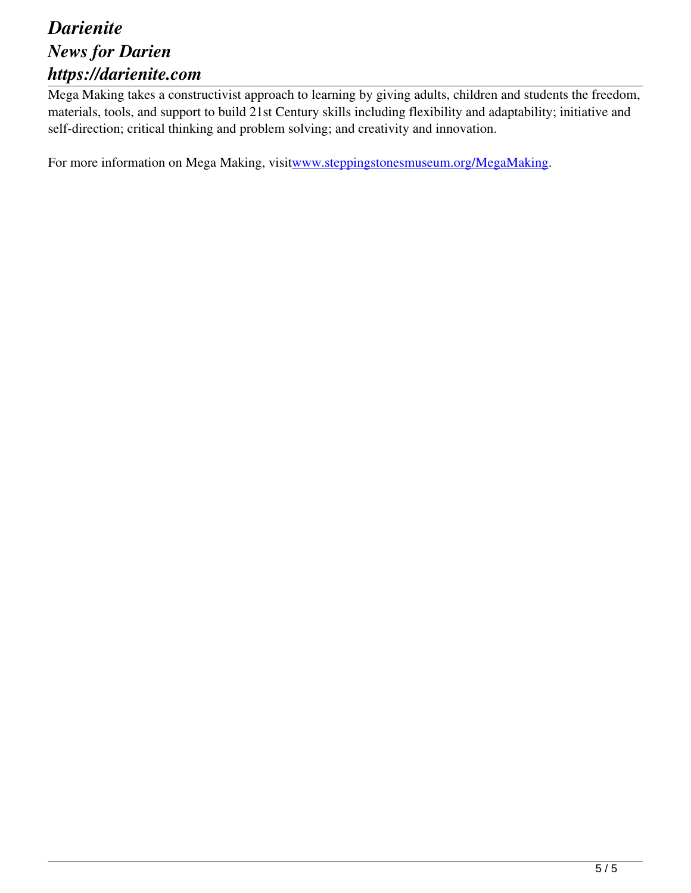Mega Making takes a constructivist approach to learning by giving adults, children and students the freedom, materials, tools, and support to build 21st Century skills including flexibility and adaptability; initiative and self-direction; critical thinking and problem solving; and creativity and innovation.

For more information on Mega Making, visit[www.steppingstonesmuseum.org/MegaMaking](http://www.steppingstonesmuseum.org/MegaMaking).